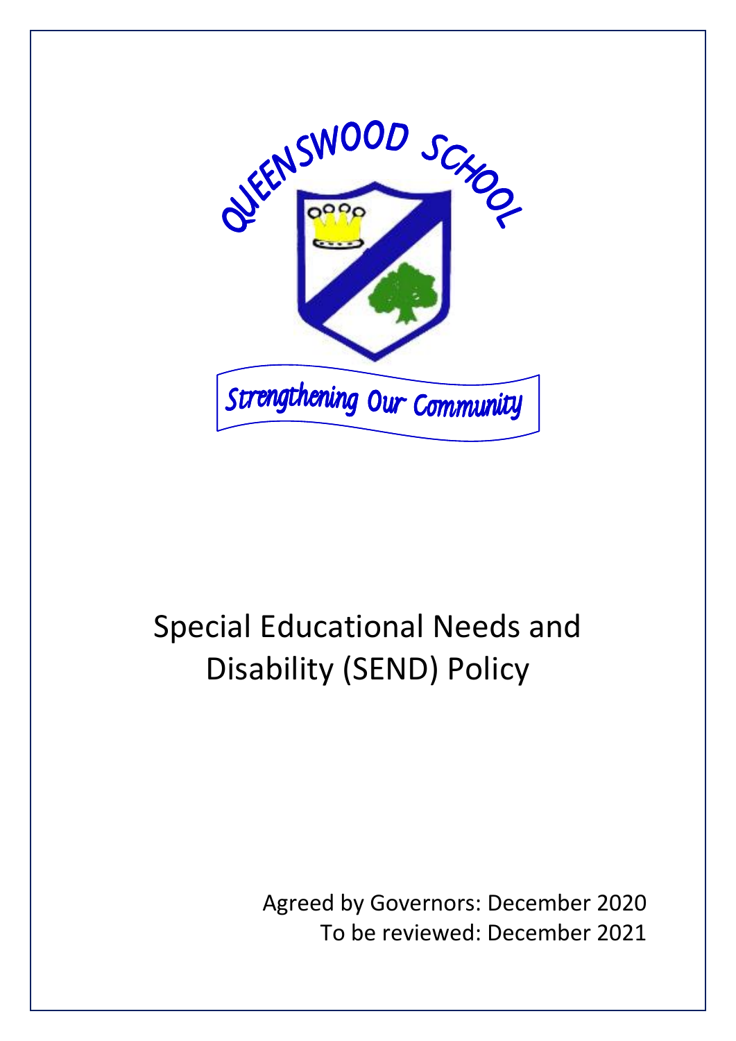QUEENSWOOD SCHOOL

Strengthening Our Community

# Special Educational Needs and Disability (SEND) Policy

Agreed by Governors: December 2020

To be reviewed: December 2021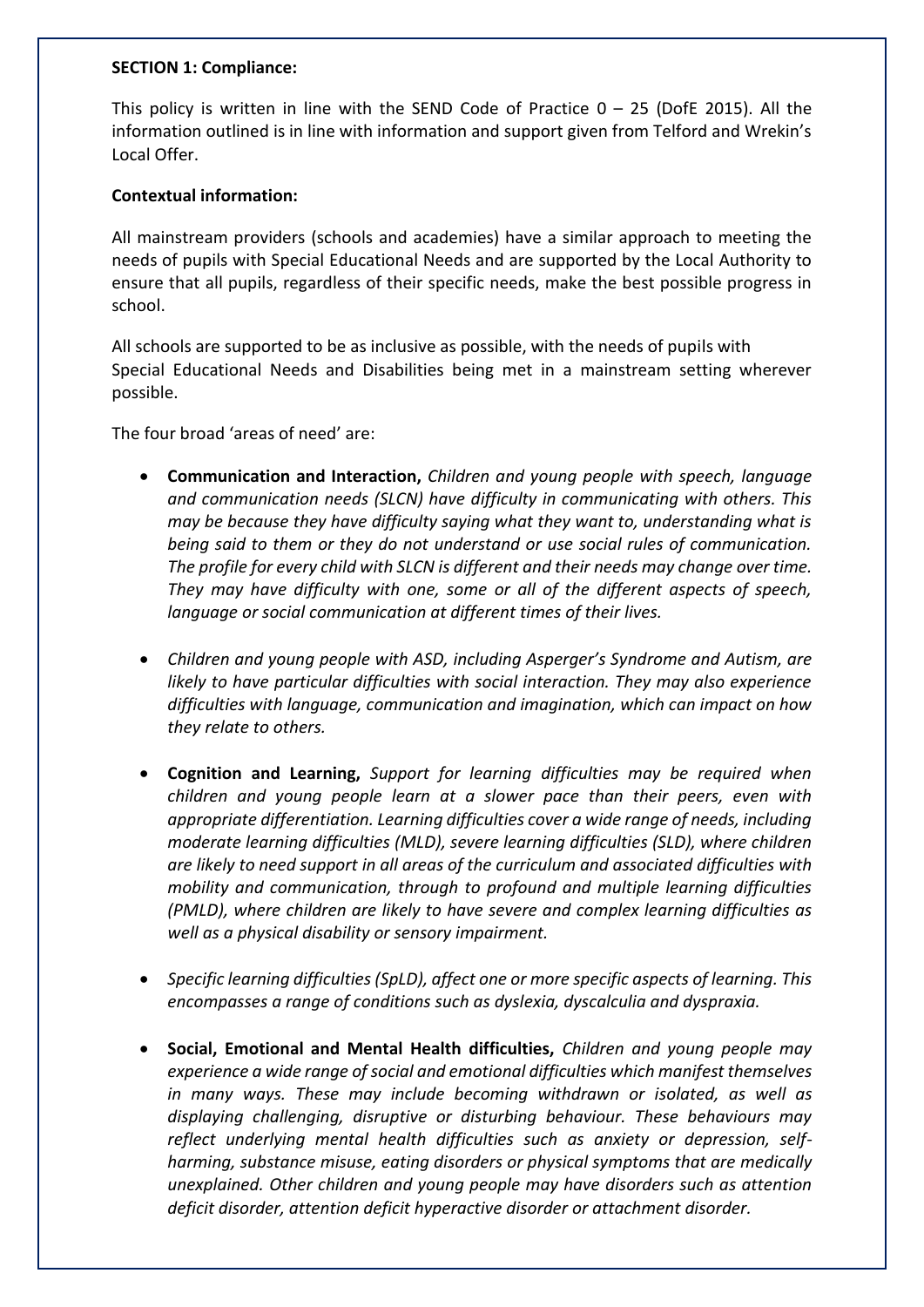**SECTION 1: Compliance:**

This policy is written in line with the SEND Code of Practice 0 – 25 (DofE 2015). All the information outlined is in line with information and support given from Telford and Wrekin's Local Offer.

**Contextual information:**

All mainstream providers (schools and academies) have a similar approach to meeting the needs of pupils with Special Educational Needs and are supported by the Local Authority to ensure that all pupils, regardless of their specific needs, make the best possible progress in school.

All schools are supported to be as inclusive as possible, with the needs of pupils with Special Educational Needs and Disabilities being met in a mainstream setting wherever possible.

The four broad 'areas of need' are:

- **Communication and Interaction,** *Children and young people with speech, language and communication needs (SLCN) have difficulty in communicating with others. This may be because they have difficulty saying what they want to, understanding what is being said to them or they do not understand or use social rules of communication. The profile for every child with SLCN is different and their needs may change over time. They may have difficulty with one, some or all of the different aspects of speech, language or social communication at different times of their lives.*

- *Children and young people with ASD, including Asperger's Syndrome and Autism, are likely to have particular difficulties with social interaction. They may also experience difficulties with language, communication and imagination, which can impact on how they relate to others.*

- **Cognition and Learning,** *Support for learning difficulties may be required when children and young people learn at a slower pace than their peers, even with appropriate differentiation. Learning difficulties cover a wide range of needs, including moderate learning difficulties (MLD), severe learning difficulties (SLD), where children are likely to need support in all areas of the curriculum and associated difficulties with mobility and communication, through to profound and multiple learning difficulties (PMLD), where children are likely to have severe and complex learning difficulties as well as a physical disability or sensory impairment.*

- *Specific learning difficulties (SpLD), affect one or more specific aspects of learning. This encompasses a range of conditions such as dyslexia, dyscalculia and dyspraxia.*

- **Social, Emotional and Mental Health difficulties,** *Children and young people may experience a wide range of social and emotional difficulties which manifest themselves in many ways. These may include becoming withdrawn or isolated, as well as displaying challenging, disruptive or disturbing behaviour. These behaviours may reflect underlying mental health difficulties such as anxiety or depression, self-harming, substance misuse, eating disorders or physical symptoms that are medically unexplained. Other children and young people may have disorders such as attention deficit disorder, attention deficit hyperactive disorder or attachment disorder.*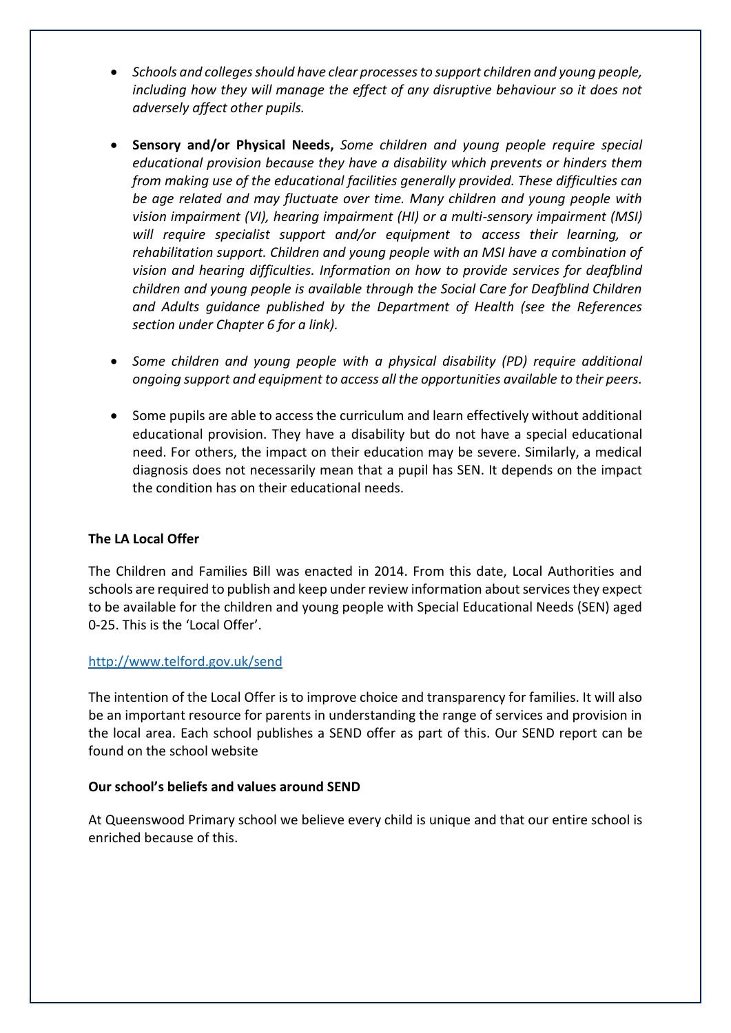- *Schools and colleges should have clear processes to support children and young people, including how they will manage the effect of any disruptive behaviour so it does not adversely affect other pupils.*

- **Sensory and/or Physical Needs,** *Some children and young people require special educational provision because they have a disability which prevents or hinders them from making use of the educational facilities generally provided. These difficulties can be age related and may fluctuate over time. Many children and young people with vision impairment (VI), hearing impairment (HI) or a multi-sensory impairment (MSI) will require specialist support and/or equipment to access their learning, or rehabilitation support. Children and young people with an MSI have a combination of vision and hearing difficulties. Information on how to provide services for deafblind children and young people is available through the Social Care for Deafblind Children and Adults guidance published by the Department of Health (see the References section under Chapter 6 for a link).*

- *Some children and young people with a physical disability (PD) require additional ongoing support and equipment to access all the opportunities available to their peers.*

- Some pupils are able to access the curriculum and learn effectively without additional educational provision. They have a disability but do not have a special educational need. For others, the impact on their education may be severe. Similarly, a medical diagnosis does not necessarily mean that a pupil has SEN. It depends on the impact the condition has on their educational needs.

**The LA Local Offer**

The Children and Families Bill was enacted in 2014. From this date, Local Authorities and schools are required to publish and keep under review information about services they expect to be available for the children and young people with Special Educational Needs (SEN) aged 0-25. This is the 'Local Offer'.

http://www.telford.gov.uk/send

The intention of the Local Offer is to improve choice and transparency for families. It will also be an important resource for parents in understanding the range of services and provision in the local area. Each school publishes a SEND offer as part of this. Our SEND report can be found on the school website

**Our school's beliefs and values around SEND**

At Queenswood Primary school we believe every child is unique and that our entire school is enriched because of this.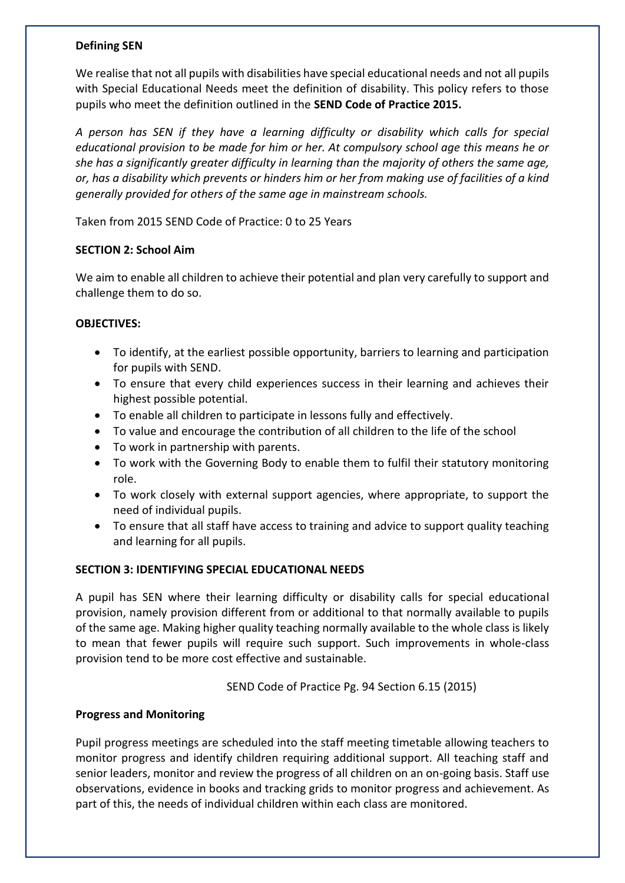**Defining SEN**

We realise that not all pupils with disabilities have special educational needs and not all pupils with Special Educational Needs meet the definition of disability. This policy refers to those pupils who meet the definition outlined in the **SEND Code of Practice 2015.**

*A person has SEN if they have a learning difficulty or disability which calls for special educational provision to be made for him or her. At compulsory school age this means he or she has a significantly greater difficulty in learning than the majority of others the same age, or, has a disability which prevents or hinders him or her from making use of facilities of a kind generally provided for others of the same age in mainstream schools.*

Taken from 2015 SEND Code of Practice: 0 to 25 Years

**SECTION 2: School Aim**

We aim to enable all children to achieve their potential and plan very carefully to support and challenge them to do so.

**OBJECTIVES:**

- To identify, at the earliest possible opportunity, barriers to learning and participation for pupils with SEND.
- To ensure that every child experiences success in their learning and achieves their highest possible potential.
- To enable all children to participate in lessons fully and effectively.
- To value and encourage the contribution of all children to the life of the school
- To work in partnership with parents.
- To work with the Governing Body to enable them to fulfil their statutory monitoring role.
- To work closely with external support agencies, where appropriate, to support the need of individual pupils.
- To ensure that all staff have access to training and advice to support quality teaching and learning for all pupils.

**SECTION 3: IDENTIFYING SPECIAL EDUCATIONAL NEEDS**

A pupil has SEN where their learning difficulty or disability calls for special educational provision, namely provision different from or additional to that normally available to pupils of the same age. Making higher quality teaching normally available to the whole class is likely to mean that fewer pupils will require such support. Such improvements in whole-class provision tend to be more cost effective and sustainable.

SEND Code of Practice Pg. 94 Section 6.15 (2015)

**Progress and Monitoring**

Pupil progress meetings are scheduled into the staff meeting timetable allowing teachers to monitor progress and identify children requiring additional support. All teaching staff and senior leaders, monitor and review the progress of all children on an on-going basis. Staff use observations, evidence in books and tracking grids to monitor progress and achievement. As part of this, the needs of individual children within each class are monitored.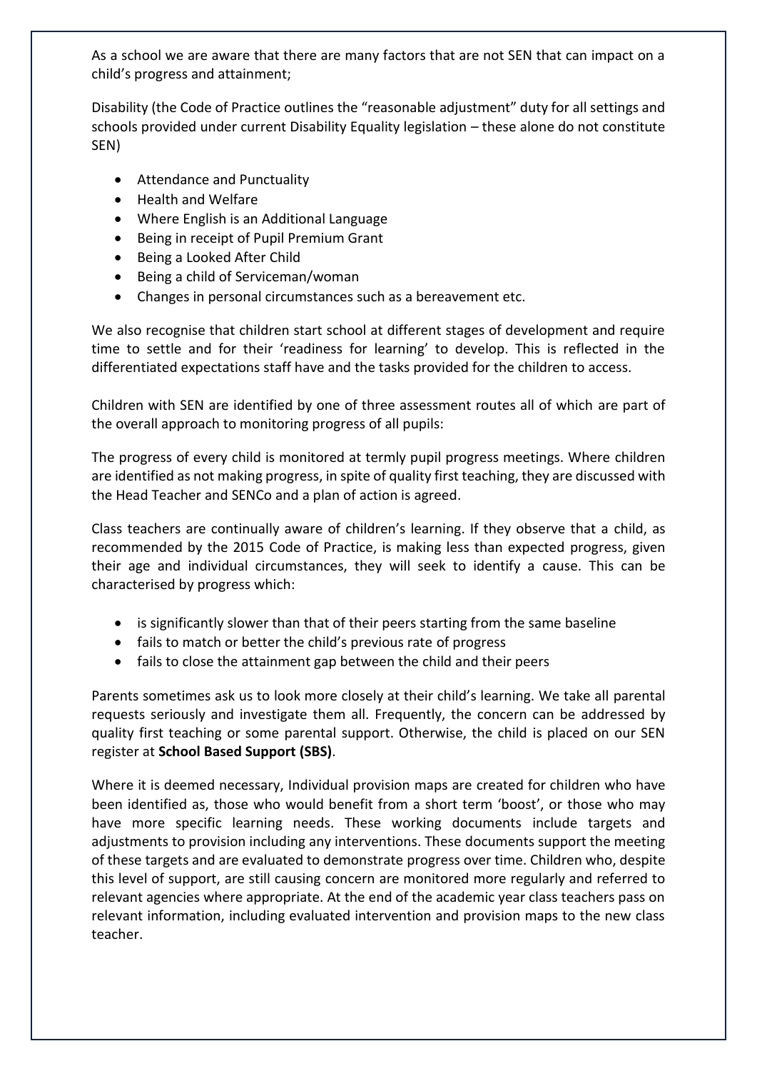As a school we are aware that there are many factors that are not SEN that can impact on a child's progress and attainment;

Disability (the Code of Practice outlines the "reasonable adjustment" duty for all settings and schools provided under current Disability Equality legislation – these alone do not constitute SEN)

- Attendance and Punctuality
- Health and Welfare
- Where English is an Additional Language
- Being in receipt of Pupil Premium Grant
- Being a Looked After Child
- Being a child of Serviceman/woman
- Changes in personal circumstances such as a bereavement etc.

We also recognise that children start school at different stages of development and require time to settle and for their 'readiness for learning' to develop. This is reflected in the differentiated expectations staff have and the tasks provided for the children to access.

Children with SEN are identified by one of three assessment routes all of which are part of the overall approach to monitoring progress of all pupils:

The progress of every child is monitored at termly pupil progress meetings. Where children are identified as not making progress, in spite of quality first teaching, they are discussed with the Head Teacher and SENCo and a plan of action is agreed.

Class teachers are continually aware of children's learning. If they observe that a child, as recommended by the 2015 Code of Practice, is making less than expected progress, given their age and individual circumstances, they will seek to identify a cause. This can be characterised by progress which:

- is significantly slower than that of their peers starting from the same baseline
- fails to match or better the child's previous rate of progress
- fails to close the attainment gap between the child and their peers

Parents sometimes ask us to look more closely at their child's learning. We take all parental requests seriously and investigate them all. Frequently, the concern can be addressed by quality first teaching or some parental support. Otherwise, the child is placed on our SEN register at **School Based Support (SBS)**.

Where it is deemed necessary, Individual provision maps are created for children who have been identified as, those who would benefit from a short term 'boost', or those who may have more specific learning needs. These working documents include targets and adjustments to provision including any interventions. These documents support the meeting of these targets and are evaluated to demonstrate progress over time. Children who, despite this level of support, are still causing concern are monitored more regularly and referred to relevant agencies where appropriate. At the end of the academic year class teachers pass on relevant information, including evaluated intervention and provision maps to the new class teacher.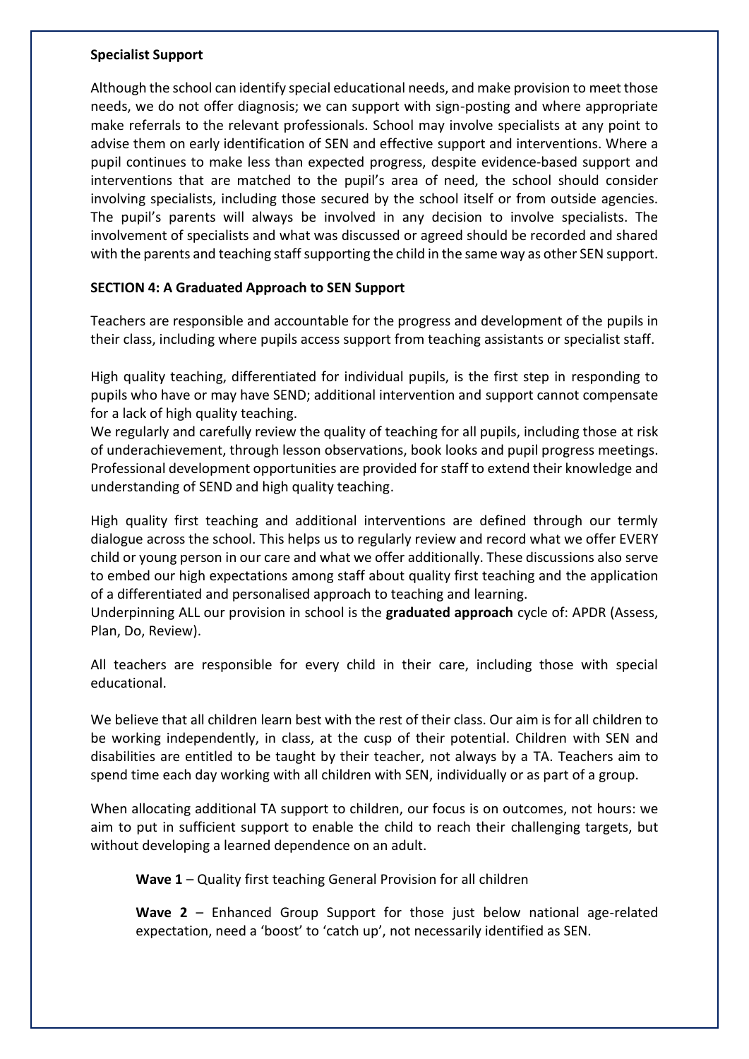**Specialist Support**

Although the school can identify special educational needs, and make provision to meet those needs, we do not offer diagnosis; we can support with sign-posting and where appropriate make referrals to the relevant professionals. School may involve specialists at any point to advise them on early identification of SEN and effective support and interventions. Where a pupil continues to make less than expected progress, despite evidence-based support and interventions that are matched to the pupil's area of need, the school should consider involving specialists, including those secured by the school itself or from outside agencies. The pupil's parents will always be involved in any decision to involve specialists. The involvement of specialists and what was discussed or agreed should be recorded and shared with the parents and teaching staff supporting the child in the same way as other SEN support.

## SECTION 4: A Graduated Approach to SEN Support

Teachers are responsible and accountable for the progress and development of the pupils in their class, including where pupils access support from teaching assistants or specialist staff.

High quality teaching, differentiated for individual pupils, is the first step in responding to pupils who have or may have SEND; additional intervention and support cannot compensate for a lack of high quality teaching.

We regularly and carefully review the quality of teaching for all pupils, including those at risk of underachievement, through lesson observations, book looks and pupil progress meetings. Professional development opportunities are provided for staff to extend their knowledge and understanding of SEND and high quality teaching.

High quality first teaching and additional interventions are defined through our termly dialogue across the school. This helps us to regularly review and record what we offer EVERY child or young person in our care and what we offer additionally. These discussions also serve to embed our high expectations among staff about quality first teaching and the application of a differentiated and personalised approach to teaching and learning.

Underpinning ALL our provision in school is the **graduated approach** cycle of: APDR (Assess, Plan, Do, Review).

All teachers are responsible for every child in their care, including those with special educational.

We believe that all children learn best with the rest of their class. Our aim is for all children to be working independently, in class, at the cusp of their potential. Children with SEN and disabilities are entitled to be taught by their teacher, not always by a TA. Teachers aim to spend time each day working with all children with SEN, individually or as part of a group.

When allocating additional TA support to children, our focus is on outcomes, not hours: we aim to put in sufficient support to enable the child to reach their challenging targets, but without developing a learned dependence on an adult.

**Wave 1** – Quality first teaching General Provision for all children

**Wave 2** – Enhanced Group Support for those just below national age-related expectation, need a 'boost' to 'catch up', not necessarily identified as SEN.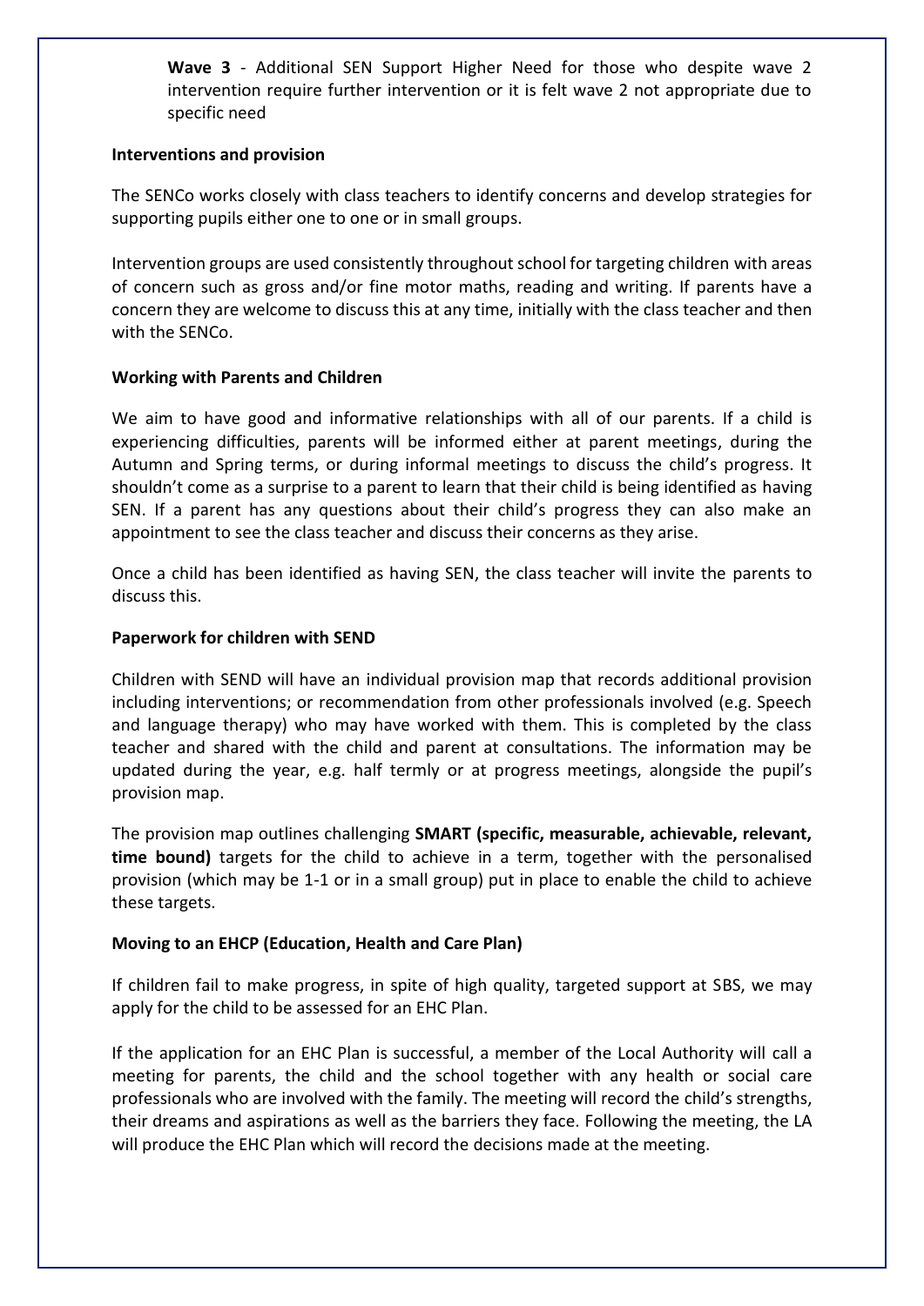**Wave 3** - Additional SEN Support Higher Need for those who despite wave 2 intervention require further intervention or it is felt wave 2 not appropriate due to specific need

**Interventions and provision**

The SENCo works closely with class teachers to identify concerns and develop strategies for supporting pupils either one to one or in small groups.

Intervention groups are used consistently throughout school for targeting children with areas of concern such as gross and/or fine motor maths, reading and writing. If parents have a concern they are welcome to discuss this at any time, initially with the class teacher and then with the SENCo.

**Working with Parents and Children**

We aim to have good and informative relationships with all of our parents. If a child is experiencing difficulties, parents will be informed either at parent meetings, during the Autumn and Spring terms, or during informal meetings to discuss the child's progress. It shouldn't come as a surprise to a parent to learn that their child is being identified as having SEN. If a parent has any questions about their child's progress they can also make an appointment to see the class teacher and discuss their concerns as they arise.

Once a child has been identified as having SEN, the class teacher will invite the parents to discuss this.

**Paperwork for children with SEND**

Children with SEND will have an individual provision map that records additional provision including interventions; or recommendation from other professionals involved (e.g. Speech and language therapy) who may have worked with them. This is completed by the class teacher and shared with the child and parent at consultations. The information may be updated during the year, e.g. half termly or at progress meetings, alongside the pupil's provision map.

The provision map outlines challenging **SMART (specific, measurable, achievable, relevant, time bound)** targets for the child to achieve in a term, together with the personalised provision (which may be 1-1 or in a small group) put in place to enable the child to achieve these targets.

**Moving to an EHCP (Education, Health and Care Plan)**

If children fail to make progress, in spite of high quality, targeted support at SBS, we may apply for the child to be assessed for an EHC Plan.

If the application for an EHC Plan is successful, a member of the Local Authority will call a meeting for parents, the child and the school together with any health or social care professionals who are involved with the family. The meeting will record the child's strengths, their dreams and aspirations as well as the barriers they face. Following the meeting, the LA will produce the EHC Plan which will record the decisions made at the meeting.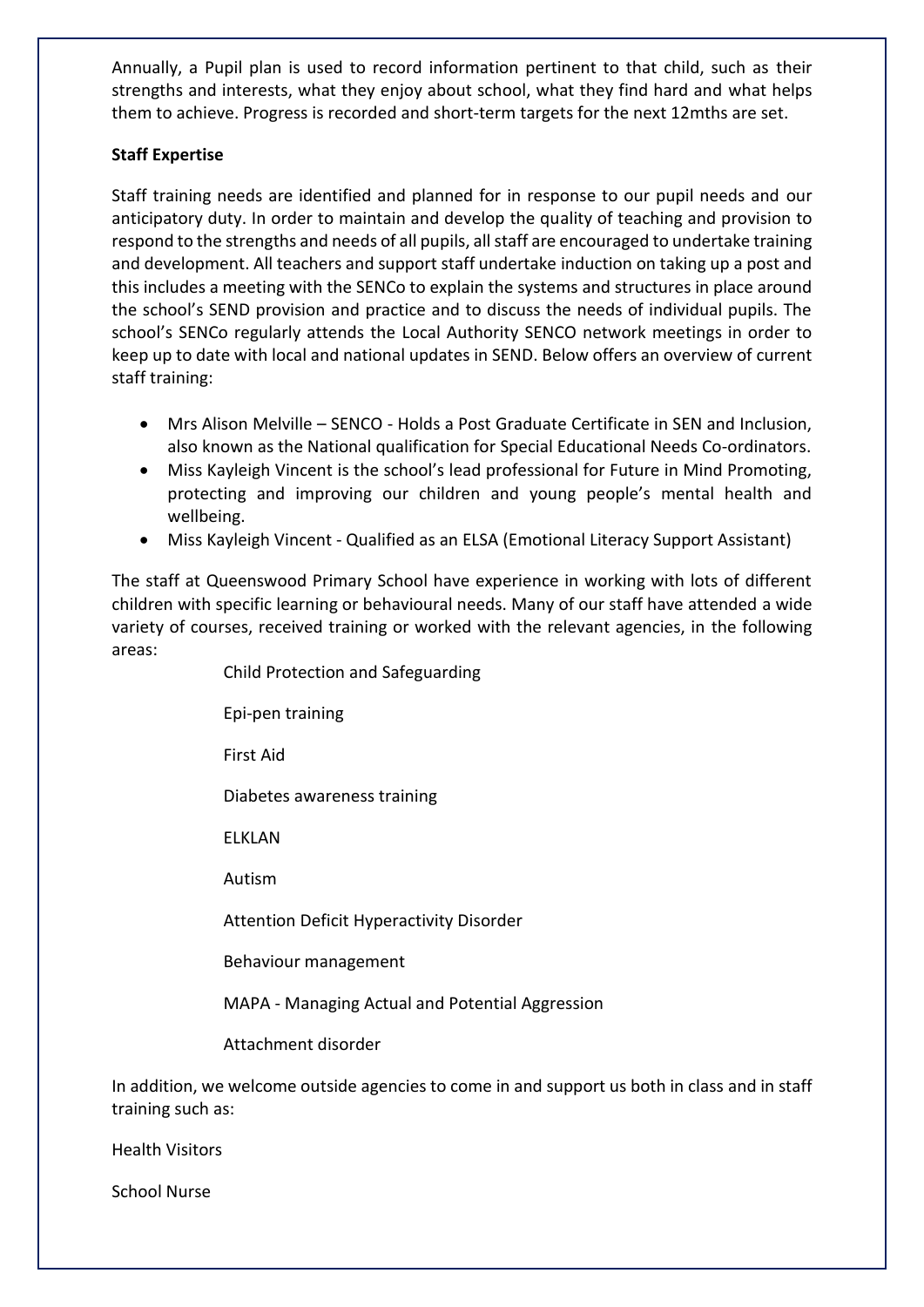Annually, a Pupil plan is used to record information pertinent to that child, such as their strengths and interests, what they enjoy about school, what they find hard and what helps them to achieve. Progress is recorded and short-term targets for the next 12mths are set.

**Staff Expertise**

Staff training needs are identified and planned for in response to our pupil needs and our anticipatory duty. In order to maintain and develop the quality of teaching and provision to respond to the strengths and needs of all pupils, all staff are encouraged to undertake training and development. All teachers and support staff undertake induction on taking up a post and this includes a meeting with the SENCo to explain the systems and structures in place around the school's SEND provision and practice and to discuss the needs of individual pupils. The school's SENCo regularly attends the Local Authority SENCO network meetings in order to keep up to date with local and national updates in SEND. Below offers an overview of current staff training:

- Mrs Alison Melville – SENCO - Holds a Post Graduate Certificate in SEN and Inclusion, also known as the National qualification for Special Educational Needs Co-ordinators.
- Miss Kayleigh Vincent is the school's lead professional for Future in Mind Promoting, protecting and improving our children and young people's mental health and wellbeing.
- Miss Kayleigh Vincent - Qualified as an ELSA (Emotional Literacy Support Assistant)

The staff at Queenswood Primary School have experience in working with lots of different children with specific learning or behavioural needs. Many of our staff have attended a wide variety of courses, received training or worked with the relevant agencies, in the following areas:

Child Protection and Safeguarding

Epi-pen training

First Aid

Diabetes awareness training

ELKLAN

Autism

Attention Deficit Hyperactivity Disorder

Behaviour management

MAPA - Managing Actual and Potential Aggression

Attachment disorder

In addition, we welcome outside agencies to come in and support us both in class and in staff training such as:

Health Visitors

School Nurse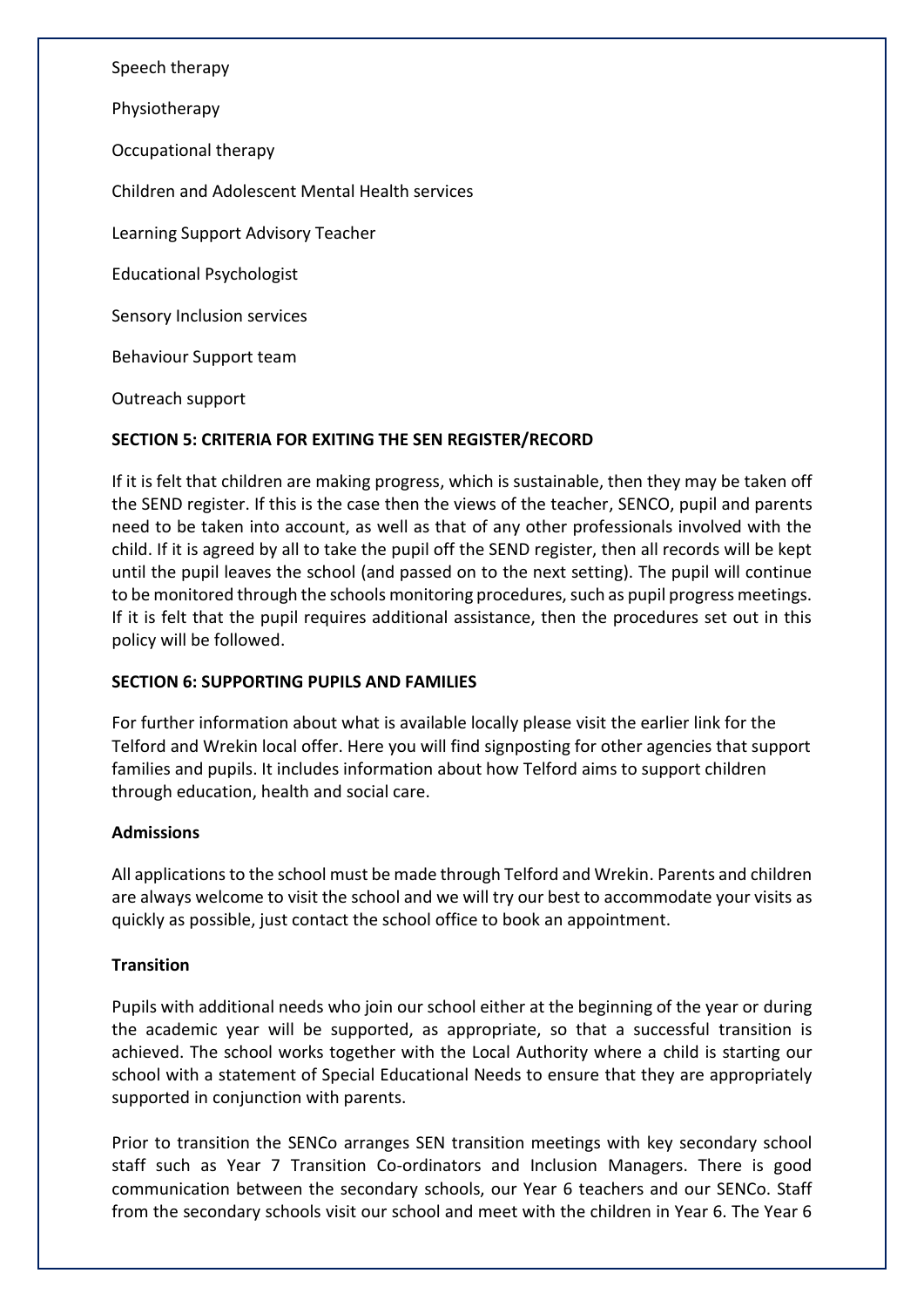Speech therapy

Physiotherapy

Occupational therapy

Children and Adolescent Mental Health services

Learning Support Advisory Teacher

Educational Psychologist

Sensory Inclusion services

Behaviour Support team

Outreach support

**SECTION 5: CRITERIA FOR EXITING THE SEN REGISTER/RECORD**

If it is felt that children are making progress, which is sustainable, then they may be taken off the SEND register. If this is the case then the views of the teacher, SENCO, pupil and parents need to be taken into account, as well as that of any other professionals involved with the child. If it is agreed by all to take the pupil off the SEND register, then all records will be kept until the pupil leaves the school (and passed on to the next setting). The pupil will continue to be monitored through the schools monitoring procedures, such as pupil progress meetings. If it is felt that the pupil requires additional assistance, then the procedures set out in this policy will be followed.

**SECTION 6: SUPPORTING PUPILS AND FAMILIES**

For further information about what is available locally please visit the earlier link for the Telford and Wrekin local offer. Here you will find signposting for other agencies that support families and pupils. It includes information about how Telford aims to support children through education, health and social care.

**Admissions**

All applications to the school must be made through Telford and Wrekin. Parents and children are always welcome to visit the school and we will try our best to accommodate your visits as quickly as possible, just contact the school office to book an appointment.

**Transition**

Pupils with additional needs who join our school either at the beginning of the year or during the academic year will be supported, as appropriate, so that a successful transition is achieved. The school works together with the Local Authority where a child is starting our school with a statement of Special Educational Needs to ensure that they are appropriately supported in conjunction with parents.

Prior to transition the SENCo arranges SEN transition meetings with key secondary school staff such as Year 7 Transition Co-ordinators and Inclusion Managers. There is good communication between the secondary schools, our Year 6 teachers and our SENCo. Staff from the secondary schools visit our school and meet with the children in Year 6. The Year 6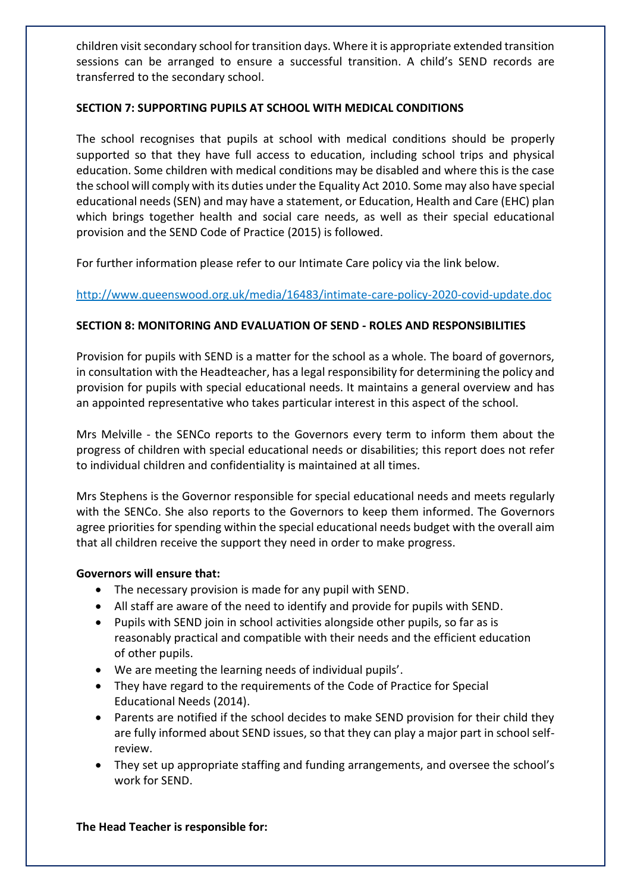children visit secondary school for transition days. Where it is appropriate extended transition sessions can be arranged to ensure a successful transition. A child's SEND records are transferred to the secondary school.

**SECTION 7: SUPPORTING PUPILS AT SCHOOL WITH MEDICAL CONDITIONS**

The school recognises that pupils at school with medical conditions should be properly supported so that they have full access to education, including school trips and physical education. Some children with medical conditions may be disabled and where this is the case the school will comply with its duties under the Equality Act 2010. Some may also have special educational needs (SEN) and may have a statement, or Education, Health and Care (EHC) plan which brings together health and social care needs, as well as their special educational provision and the SEND Code of Practice (2015) is followed.

For further information please refer to our Intimate Care policy via the link below.

[http://www.queenswood.org.uk/media/16483/intimate-care-policy-2020-covid-update.doc](http://www.queenswood.org.uk/media/16483/intimate-care-policy-2020-covid-update.doc)

**SECTION 8: MONITORING AND EVALUATION OF SEND - ROLES AND RESPONSIBILITIES**

Provision for pupils with SEND is a matter for the school as a whole. The board of governors, in consultation with the Headteacher, has a legal responsibility for determining the policy and provision for pupils with special educational needs. It maintains a general overview and has an appointed representative who takes particular interest in this aspect of the school.

Mrs Melville - the SENCo reports to the Governors every term to inform them about the progress of children with special educational needs or disabilities; this report does not refer to individual children and confidentiality is maintained at all times.

Mrs Stephens is the Governor responsible for special educational needs and meets regularly with the SENCo. She also reports to the Governors to keep them informed. The Governors agree priorities for spending within the special educational needs budget with the overall aim that all children receive the support they need in order to make progress.

**Governors will ensure that:**

- The necessary provision is made for any pupil with SEND.
- All staff are aware of the need to identify and provide for pupils with SEND.
- Pupils with SEND join in school activities alongside other pupils, so far as is reasonably practical and compatible with their needs and the efficient education of other pupils.
- We are meeting the learning needs of individual pupils'.
- They have regard to the requirements of the Code of Practice for Special Educational Needs (2014).
- Parents are notified if the school decides to make SEND provision for their child they are fully informed about SEND issues, so that they can play a major part in school self-review.
- They set up appropriate staffing and funding arrangements, and oversee the school's work for SEND.

**The Head Teacher is responsible for:**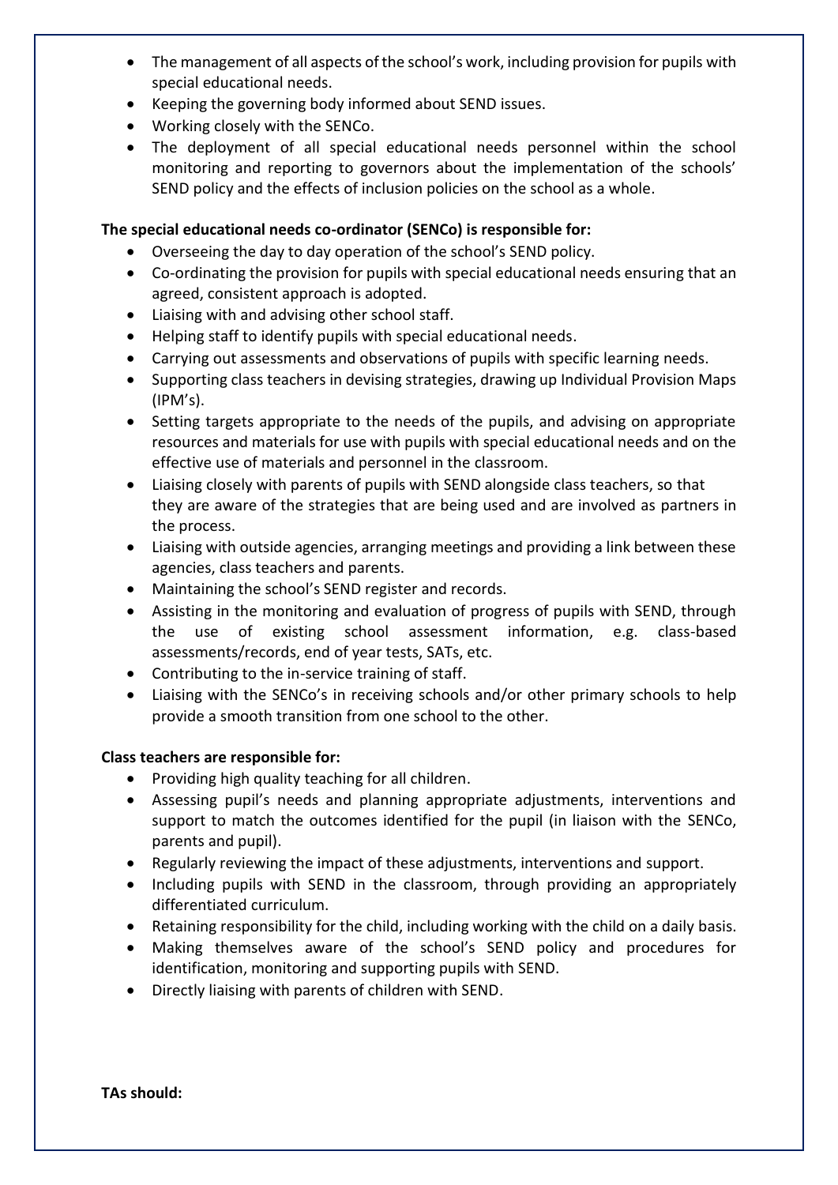- The management of all aspects of the school's work, including provision for pupils with special educational needs.
- Keeping the governing body informed about SEND issues.
- Working closely with the SENCo.
- The deployment of all special educational needs personnel within the school monitoring and reporting to governors about the implementation of the schools' SEND policy and the effects of inclusion policies on the school as a whole.

**The special educational needs co-ordinator (SENCo) is responsible for:**

- Overseeing the day to day operation of the school's SEND policy.
- Co-ordinating the provision for pupils with special educational needs ensuring that an agreed, consistent approach is adopted.
- Liaising with and advising other school staff.
- Helping staff to identify pupils with special educational needs.
- Carrying out assessments and observations of pupils with specific learning needs.
- Supporting class teachers in devising strategies, drawing up Individual Provision Maps (IPM's).
- Setting targets appropriate to the needs of the pupils, and advising on appropriate resources and materials for use with pupils with special educational needs and on the effective use of materials and personnel in the classroom.
- Liaising closely with parents of pupils with SEND alongside class teachers, so that they are aware of the strategies that are being used and are involved as partners in the process.
- Liaising with outside agencies, arranging meetings and providing a link between these agencies, class teachers and parents.
- Maintaining the school's SEND register and records.
- Assisting in the monitoring and evaluation of progress of pupils with SEND, through the use of existing school assessment information, e.g. class-based assessments/records, end of year tests, SATs, etc.
- Contributing to the in-service training of staff.
- Liaising with the SENCo's in receiving schools and/or other primary schools to help provide a smooth transition from one school to the other.

**Class teachers are responsible for:**

- Providing high quality teaching for all children.
- Assessing pupil's needs and planning appropriate adjustments, interventions and support to match the outcomes identified for the pupil (in liaison with the SENCo, parents and pupil).
- Regularly reviewing the impact of these adjustments, interventions and support.
- Including pupils with SEND in the classroom, through providing an appropriately differentiated curriculum.
- Retaining responsibility for the child, including working with the child on a daily basis.
- Making themselves aware of the school's SEND policy and procedures for identification, monitoring and supporting pupils with SEND.
- Directly liaising with parents of children with SEND.

**TAs should:**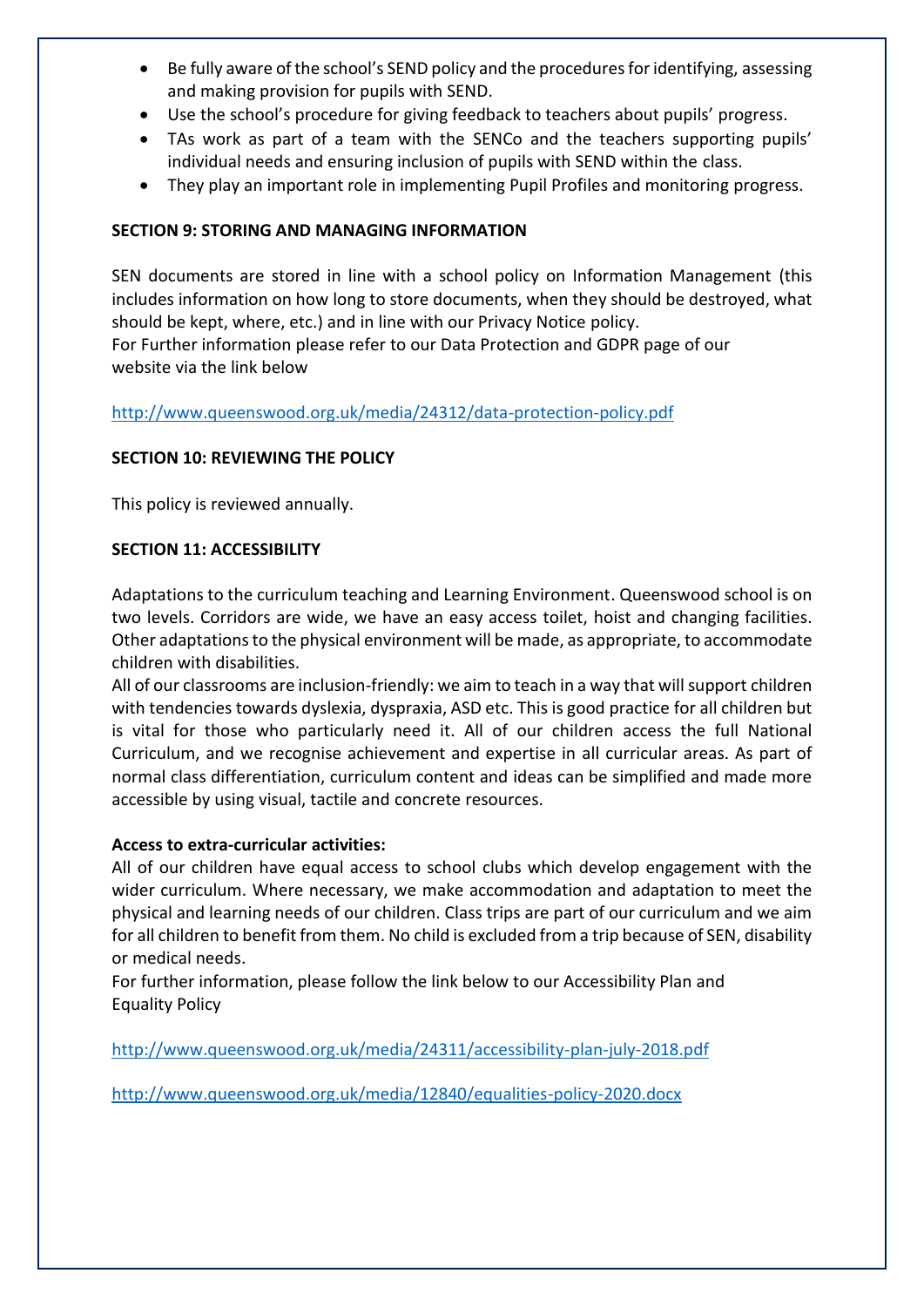- Be fully aware of the school's SEND policy and the procedures for identifying, assessing and making provision for pupils with SEND.
- Use the school's procedure for giving feedback to teachers about pupils' progress.
- TAs work as part of a team with the SENCo and the teachers supporting pupils' individual needs and ensuring inclusion of pupils with SEND within the class.
- They play an important role in implementing Pupil Profiles and monitoring progress.

**SECTION 9: STORING AND MANAGING INFORMATION**

SEN documents are stored in line with a school policy on Information Management (this includes information on how long to store documents, when they should be destroyed, what should be kept, where, etc.) and in line with our Privacy Notice policy.
For Further information please refer to our Data Protection and GDPR page of our website via the link below

http://www.queenswood.org.uk/media/24312/data-protection-policy.pdf

**SECTION 10: REVIEWING THE POLICY**

This policy is reviewed annually.

**SECTION 11: ACCESSIBILITY**

Adaptations to the curriculum teaching and Learning Environment. Queenswood school is on two levels. Corridors are wide, we have an easy access toilet, hoist and changing facilities. Other adaptations to the physical environment will be made, as appropriate, to accommodate children with disabilities.
All of our classrooms are inclusion-friendly: we aim to teach in a way that will support children with tendencies towards dyslexia, dyspraxia, ASD etc. This is good practice for all children but is vital for those who particularly need it. All of our children access the full National Curriculum, and we recognise achievement and expertise in all curricular areas. As part of normal class differentiation, curriculum content and ideas can be simplified and made more accessible by using visual, tactile and concrete resources.

**Access to extra-curricular activities:**
All of our children have equal access to school clubs which develop engagement with the wider curriculum. Where necessary, we make accommodation and adaptation to meet the physical and learning needs of our children. Class trips are part of our curriculum and we aim for all children to benefit from them. No child is excluded from a trip because of SEN, disability or medical needs.
For further information, please follow the link below to our Accessibility Plan and Equality Policy

http://www.queenswood.org.uk/media/24311/accessibility-plan-july-2018.pdf

http://www.queenswood.org.uk/media/12840/equalities-policy-2020.docx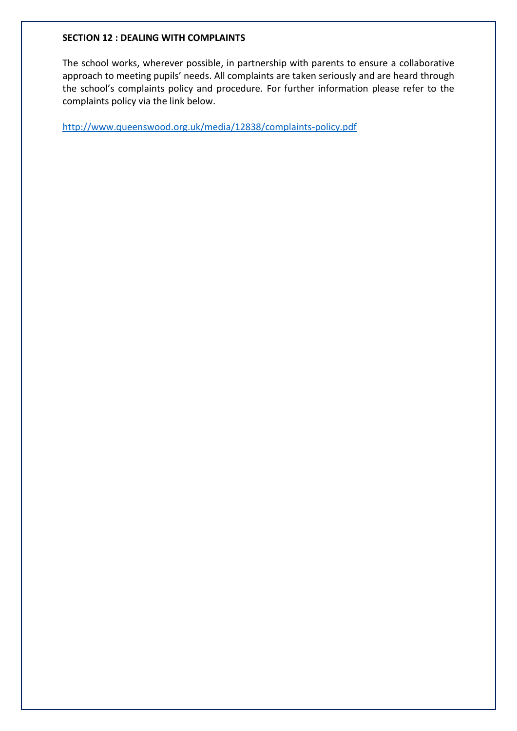## SECTION 12 : DEALING WITH COMPLAINTS

The school works, wherever possible, in partnership with parents to ensure a collaborative approach to meeting pupils' needs. All complaints are taken seriously and are heard through the school's complaints policy and procedure. For further information please refer to the complaints policy via the link below.

http://www.queenswood.org.uk/media/12838/complaints-policy.pdf